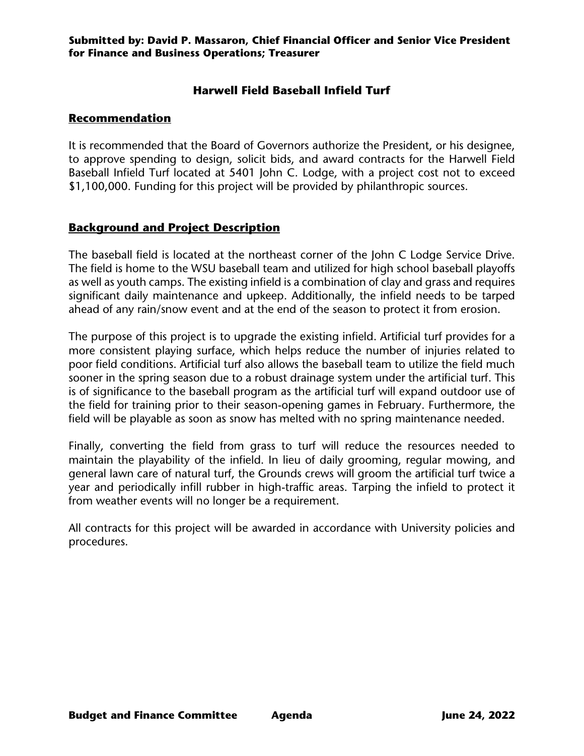**Submitted by: David P. Massaron, Chief Financial Officer and Senior Vice President for Finance and Business Operations; Treasurer**

# Harwell Field Baseball Infield Turf

## Recommendation

It is recommended that the Board of Governors authorize the President, or his designee, to approve spending to design, solicit bids, and award contracts for the Harwell Field Baseball Infield Turf located at 5401 John C. Lodge, with a project cost not to exceed $1,100,000. Funding for this project will be provided by philanthropic sources.

## Background and Project Description

The baseball field is located at the northeast corner of the John C Lodge Service Drive. The field is home to the WSU baseball team and utilized for high school baseball playoffs as well as youth camps. The existing infield is a combination of clay and grass and requires significant daily maintenance and upkeep. Additionally, the infield needs to be tarped ahead of any rain/snow event and at the end of the season to protect it from erosion.

The purpose of this project is to upgrade the existing infield. Artificial turf provides for a more consistent playing surface, which helps reduce the number of injuries related to poor field conditions. Artificial turf also allows the baseball team to utilize the field much sooner in the spring season due to a robust drainage system under the artificial turf. This is of significance to the baseball program as the artificial turf will expand outdoor use of the field for training prior to their season-opening games in February. Furthermore, the field will be playable as soon as snow has melted with no spring maintenance needed.

Finally, converting the field from grass to turf will reduce the resources needed to maintain the playability of the infield. In lieu of daily grooming, regular mowing, and general lawn care of natural turf, the Grounds crews will groom the artificial turf twice a year and periodically infill rubber in high-traffic areas. Tarping the infield to protect it from weather events will no longer be a requirement.

All contracts for this project will be awarded in accordance with University policies and procedures.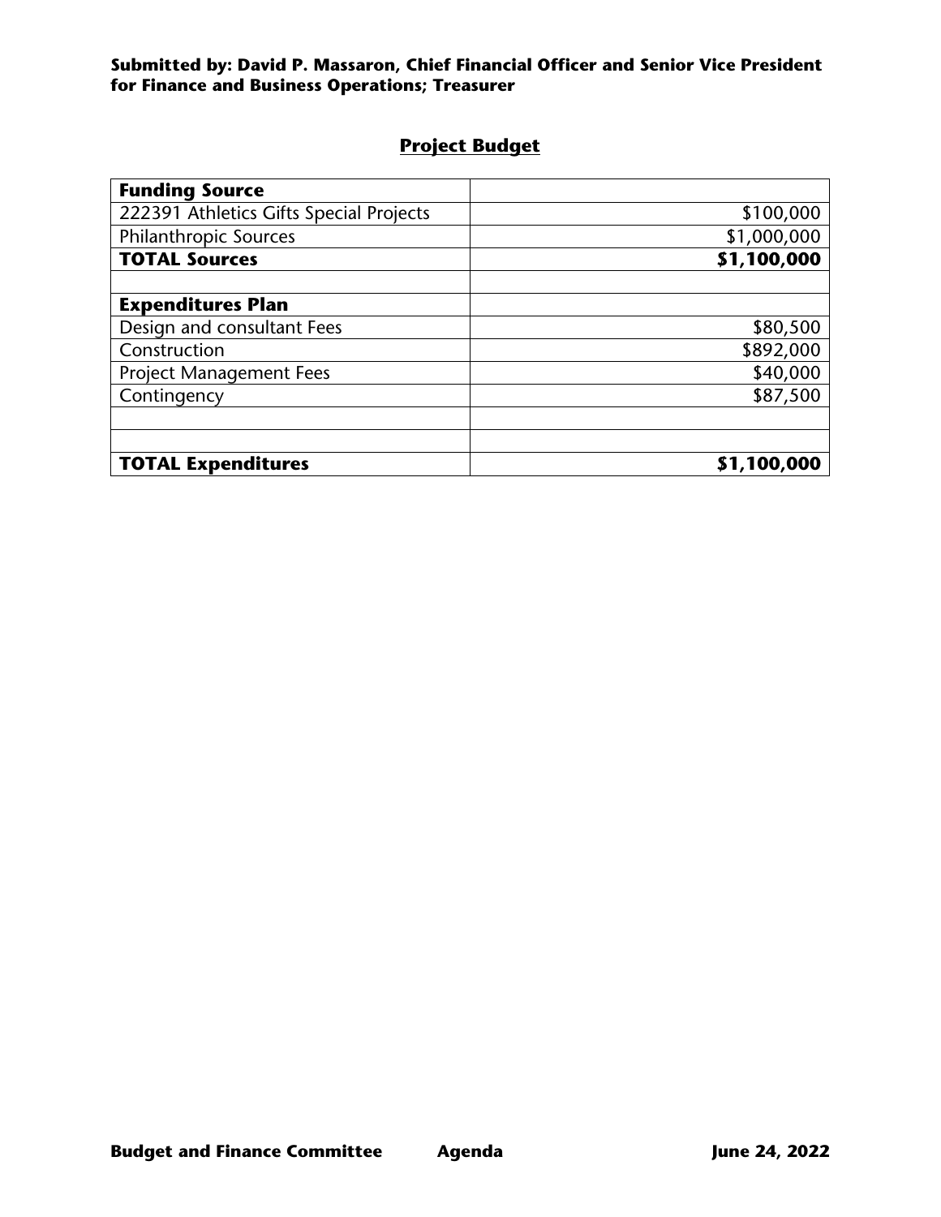**Submitted by: David P. Massaron, Chief Financial Officer and Senior Vice President for Finance and Business Operations; Treasurer**

## Project Budget

| | |
|---|---|
| **Funding Source** | |
| 222391 Athletics Gifts Special Projects | $100,000 |
| Philanthropic Sources | $1,000,000 |
| **TOTAL Sources** | **$1,100,000** |
| | |
| **Expenditures Plan** | |
| Design and consultant Fees | $80,500 |
| Construction | $892,000 |
| Project Management Fees | $40,000 |
| Contingency | $87,500 |
| | |
| | |
| **TOTAL Expenditures** | **$1,100,000** |